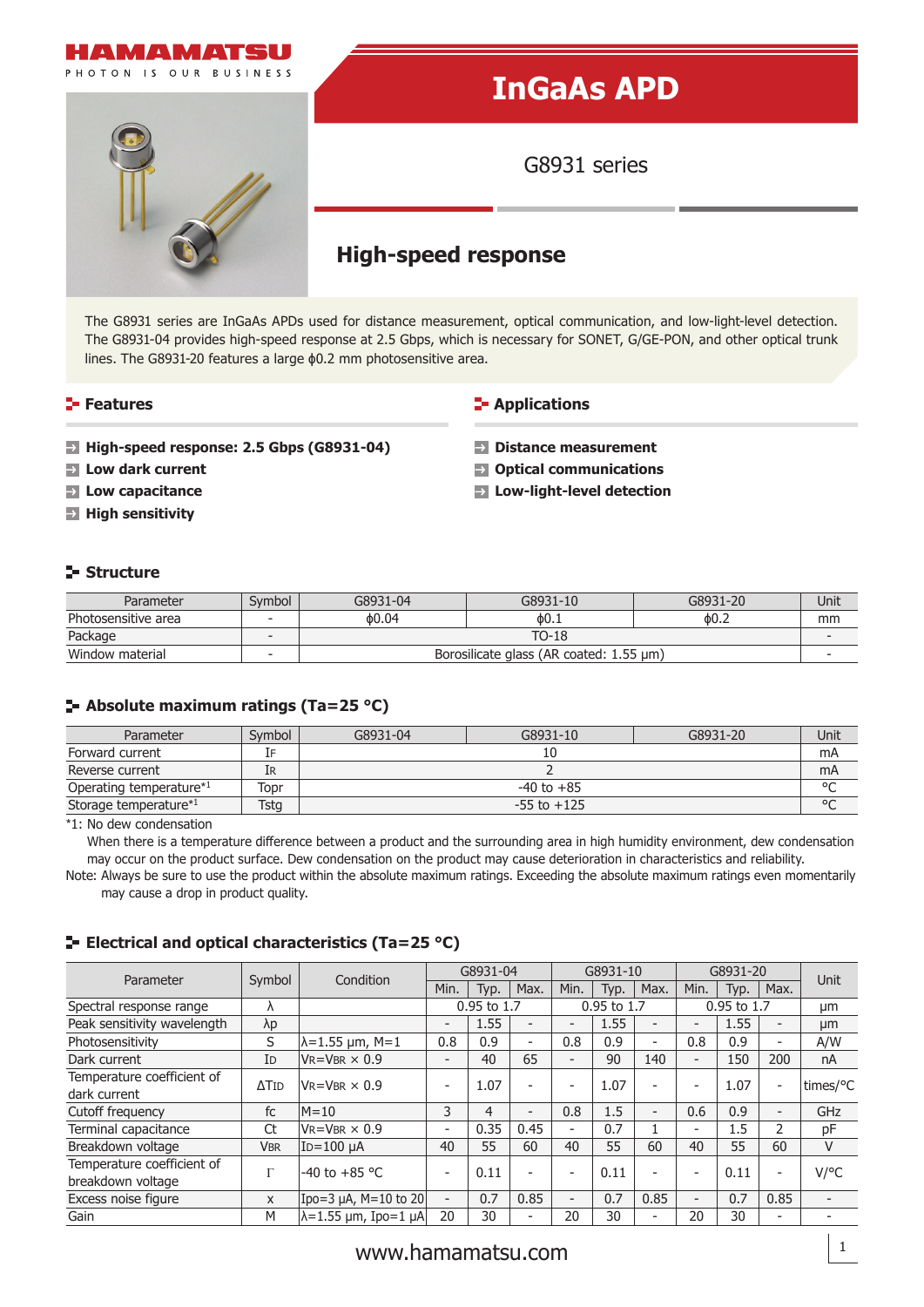# InGaAs APD

G8931 series

## High-speed response

The G8931 series are InGaAs APDs used for distance measurement, optical communication, and low-light-level detection. The G8931-04 provides high-speed response at 2.5 Gbps, which is necessary for SONET, G/GE-PON, and other optical trunk lines. The G8931-20 features a large ϕ0.2 mm photosensitive area.

### Features

- **High-speed response: 2.5 Gbps (G8931-04)**
- **Low dark current**
- **Low capacitance**
- **High sensitivity**

### Applications

- **Distance measurement**
- **Optical communications**
- **Low-light-level detection**

### Structure

| Parameter | Symbol | G8931-04 | G8931-10 | G8931-20 | Unit |
|---|---|---|---|---|---|
| Photosensitive area | - | ϕ0.04 | ϕ0.1 | ϕ0.2 | mm |
| Package | - | TO-18 | | | - |
| Window material | - | Borosilicate glass (AR coated: 1.55 μm) | | | - |

### Absolute maximum ratings (Ta=25 °C)

| Parameter | Symbol | G8931-04 | G8931-10 | G8931-20 | Unit |
|---|---|---|---|---|---|
| Forward current | $I_F$ | 10 | | | mA |
| Reverse current | $I_R$ | 2 | | | mA |
| Operating temperature[*1] | Topr | -40 to +85 | | | °C |
| Storage temperature[*1] | Tstg | -55 to +125 | | | °C |

*1: No dew condensation
When there is a temperature difference between a product and the surrounding area in high humidity environment, dew condensation may occur on the product surface. Dew condensation on the product may cause deterioration in characteristics and reliability.

Note: Always be sure to use the product within the absolute maximum ratings. Exceeding the absolute maximum ratings even momentarily may cause a drop in product quality.

### Electrical and optical characteristics (Ta=25 °C)

| Parameter | Symbol | Condition | G8931-04 | | | G8931-10 | | | G8931-20 | | | Unit |
|---|---|---|---|---|---|---|---|---|---|---|---|---|
| | | | Min. | Typ. | Max. | Min. | Typ. | Max. | Min. | Typ. | Max. | |
| Spectral response range | λ | | 0.95 to 1.7 | | | 0.95 to 1.7 | | | 0.95 to 1.7 | | | μm |
| Peak sensitivity wavelength | λp | | - | 1.55 | - | - | 1.55 | - | - | 1.55 | - | μm |
| Photosensitivity | S | λ=1.55 μm, M=1 | 0.8 | 0.9 | - | 0.8 | 0.9 | - | 0.8 | 0.9 | - | A/W |
| Dark current | $I_D$ | $V_R=V_{BR}$ × 0.9 | - | 40 | 65 | - | 90 | 140 | - | 150 | 200 | nA |
| Temperature coefficient of dark current | $\Delta T_{ID}$ | $V_R=V_{BR}$ × 0.9 | - | 1.07 | - | - | 1.07 | - | - | 1.07 | - | times/°C |
| Cutoff frequency | fc | M=10 | 3 | 4 | - | 0.8 | 1.5 | - | 0.6 | 0.9 | - | GHz |
| Terminal capacitance | Ct | $V_R=V_{BR}$ × 0.9 | - | 0.35 | 0.45 | - | 0.7 | 1 | - | 1.5 | 2 | pF |
| Breakdown voltage | $V_{BR}$ | $I_D$=100 μA | 40 | 55 | 60 | 40 | 55 | 60 | 40 | 55 | 60 | V |
| Temperature coefficient of breakdown voltage | Γ | -40 to +85 °C | - | 0.11 | - | - | 0.11 | - | - | 0.11 | - | V/°C |
| Excess noise figure | x | Ipo=3 μA, M=10 to 20 | - | 0.7 | 0.85 | - | 0.7 | 0.85 | - | 0.7 | 0.85 | - |
| Gain | M | λ=1.55 μm, Ipo=1 μA | 20 | 30 | - | 20 | 30 | - | 20 | 30 | - | - |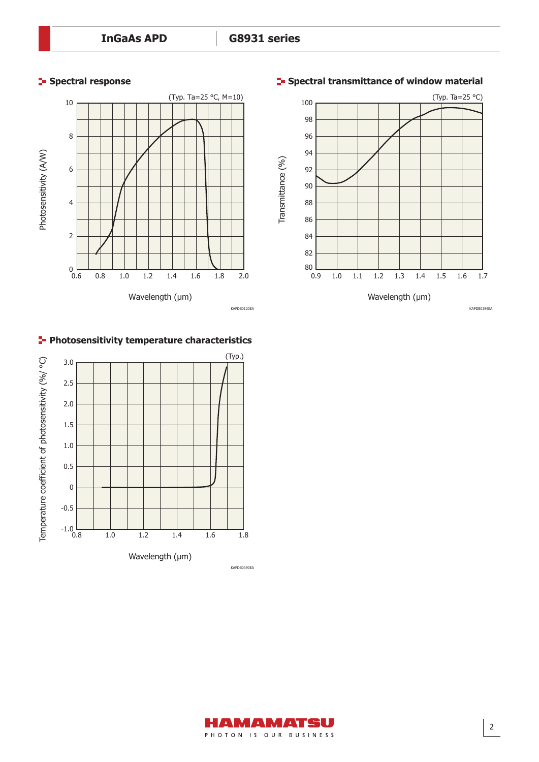## Spectral response

(Typ. Ta=25 °C, M=10)

Photosensitivity (A/W)

Wavelength (μm)

KAPDB0120EA

## Spectral transmittance of window material

(Typ. Ta=25 °C)

Transmittance (%)

Wavelength (μm)

KAPDB0389EA

## Photosensitivity temperature characteristics

(Typ.)

Temperature coefficient of photosensitivity (%/ °C)

Wavelength (μm)

KAPDB0390EA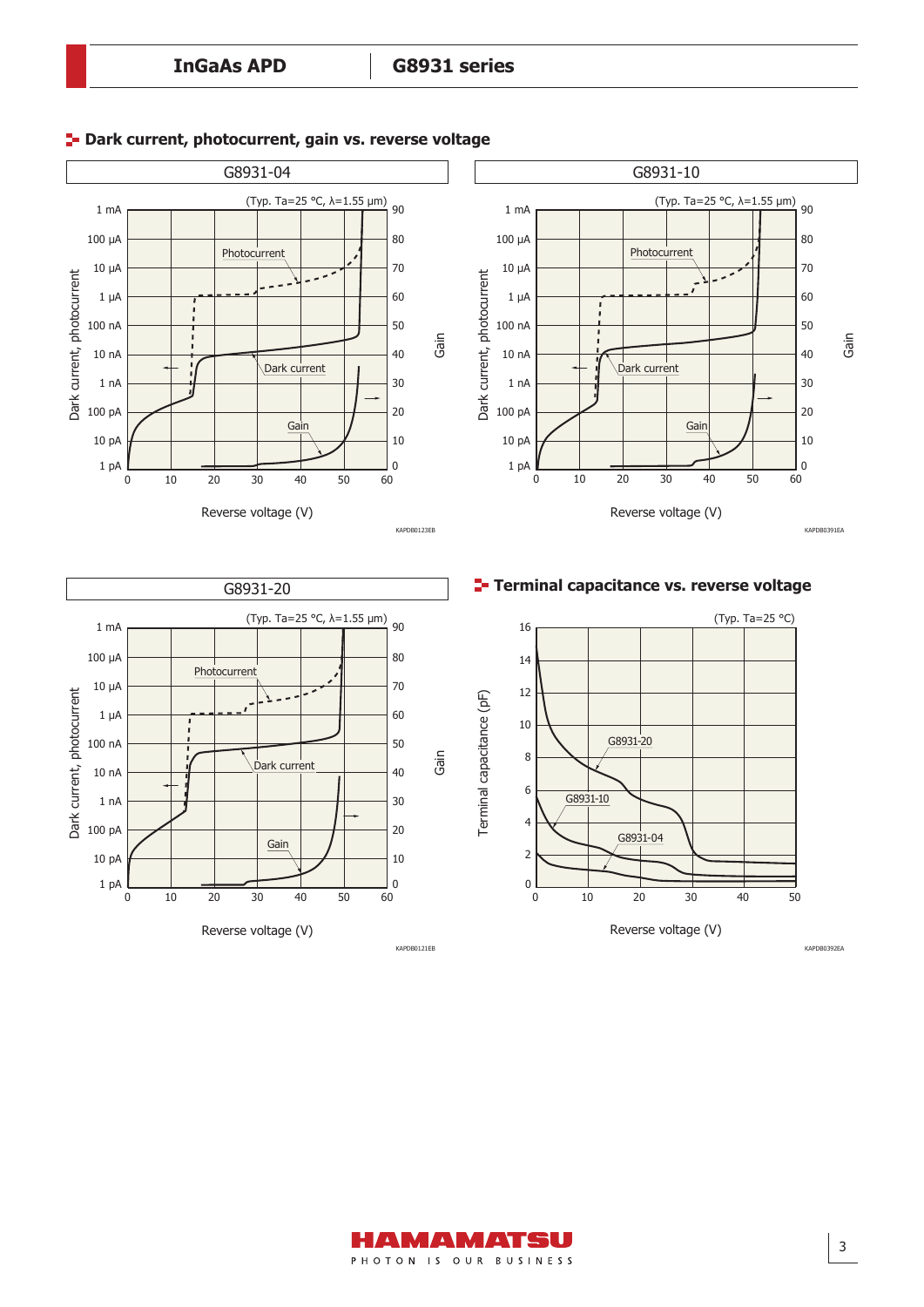## Dark current, photocurrent, gain vs. reverse voltage

G8931-04

(Typ. Ta=25 °C, λ=1.55 µm)

Dark current, photocurrent: 1 pA, 10 pA, 100 pA, 1 nA, 10 nA, 100 nA, 1 µA, 10 µA, 100 µA, 1 mA

Gain: 0, 10, 20, 30, 40, 50, 60, 70, 80, 90

Photocurrent

Dark current

Gain

Reverse voltage (V): 0, 10, 20, 30, 40, 50, 60

KAPDB0123EB

G8931-10

(Typ. Ta=25 °C, λ=1.55 µm)

Dark current, photocurrent: 1 pA, 10 pA, 100 pA, 1 nA, 10 nA, 100 nA, 1 µA, 10 µA, 100 µA, 1 mA

Gain: 0, 10, 20, 30, 40, 50, 60, 70, 80, 90

Photocurrent

Dark current

Gain

Reverse voltage (V): 0, 10, 20, 30, 40, 50, 60

KAPDB0391EA

G8931-20

(Typ. Ta=25 °C, λ=1.55 µm)

Dark current, photocurrent: 1 pA, 10 pA, 100 pA, 1 nA, 10 nA, 100 nA, 1 µA, 10 µA, 100 µA, 1 mA

Gain: 0, 10, 20, 30, 40, 50, 60, 70, 80, 90

Photocurrent

Dark current

Gain

Reverse voltage (V): 0, 10, 20, 30, 40, 50, 60

KAPDB0121EB

## Terminal capacitance vs. reverse voltage

(Typ. Ta=25 °C)

Terminal capacitance (pF): 0, 2, 4, 6, 8, 10, 12, 14, 16

G8931-20

G8931-10

G8931-04

Reverse voltage (V): 0, 10, 20, 30, 40, 50

KAPDB0392EA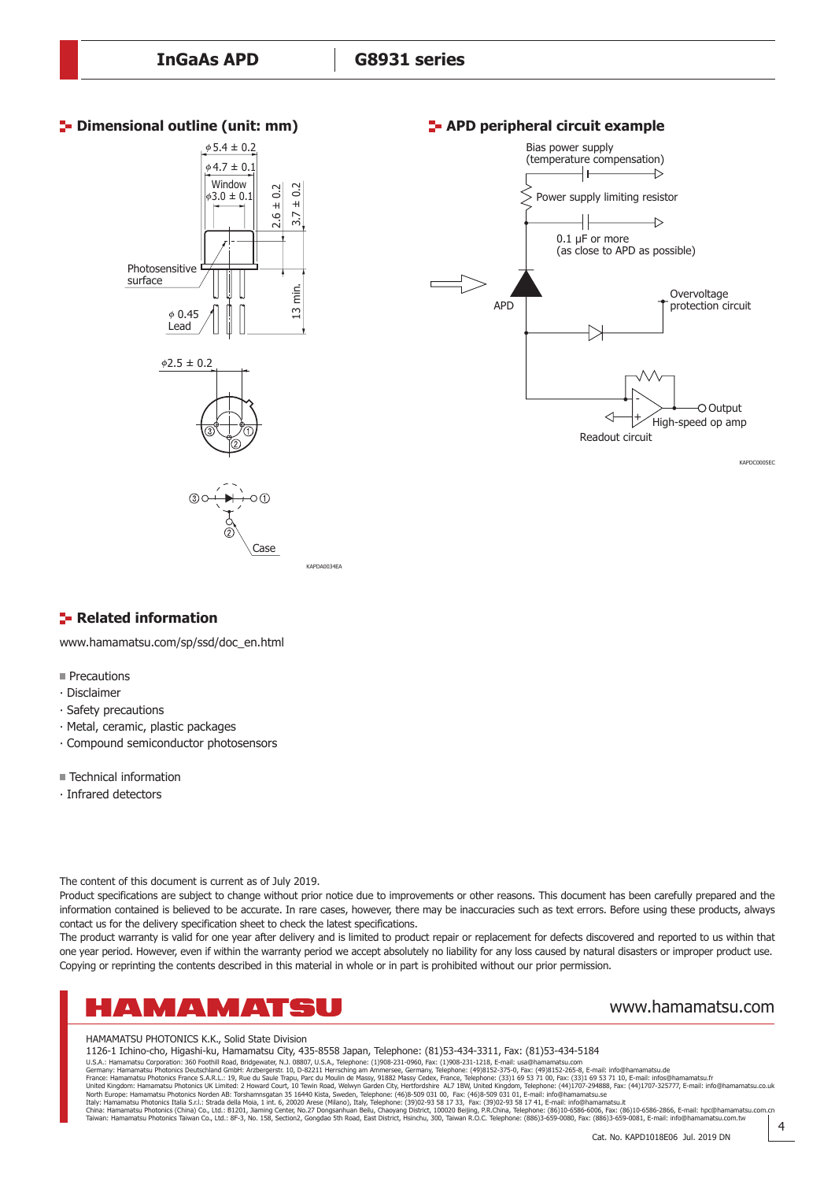## Dimensional outline (unit: mm)

ϕ5.4 ± 0.2
ϕ4.7 ± 0.1
Window
ϕ3.0 ± 0.1
2.6 ± 0.2
3.7 ± 0.2
Photosensitive surface
13 min.
ϕ 0.45
Lead
ϕ2.5 ± 0.2
③ ① ②
Case

KAPDA0034EA

## APD peripheral circuit example

Bias power supply
(temperature compensation)
Power supply limiting resistor
0.1 μF or more
(as close to APD as possible)
APD
Overvoltage protection circuit
Output
High-speed op amp
Readout circuit

KAPDC0005EC

## Related information

www.hamamatsu.com/sp/ssd/doc_en.html

- Precautions
  - · Disclaimer
  - · Safety precautions
  - · Metal, ceramic, plastic packages
  - · Compound semiconductor photosensors

- Technical information
  - · Infrared detectors

The content of this document is current as of July 2019.

Product specifications are subject to change without prior notice due to improvements or other reasons. This document has been carefully prepared and the information contained is believed to be accurate. In rare cases, however, there may be inaccuracies such as text errors. Before using these products, always contact us for the delivery specification sheet to check the latest specifications.

The product warranty is valid for one year after delivery and is limited to product repair or replacement for defects discovered and reported to us within that one year period. However, even if within the warranty period we accept absolutely no liability for any loss caused by natural disasters or improper product use.

Copying or reprinting the contents described in this material in whole or in part is prohibited without our prior permission.

HAMAMATSU

www.hamamatsu.com

HAMAMATSU PHOTONICS K.K., Solid State Division
1126-1 Ichino-cho, Higashi-ku, Hamamatsu City, 435-8558 Japan, Telephone: (81)53-434-3311, Fax: (81)53-434-5184
U.S.A.: Hamamatsu Corporation: 360 Foothill Road, Bridgewater, N.J. 08807, U.S.A., Telephone: (1)908-231-0960, Fax: (1)908-231-1218, E-mail: usa@hamamatsu.com
Germany: Hamamatsu Photonics Deutschland GmbH: Arzbergerstr. 10, D-82211 Herrsching am Ammersee, Germany, Telephone: (49)8152-375-0, Fax: (49)8152-265-8, E-mail: info@hamamatsu.de
France: Hamamatsu Photonics France S.A.R.L.: 19, Rue du Saule Trapu, Parc du Moulin de Massy, 91882 Massy Cedex, France, Telephone: (33)1 69 53 71 00, Fax: (33)1 69 53 71 10, E-mail: infos@hamamatsu.fr
United Kingdom: Hamamatsu Photonics UK Limited: 2 Howard Court, 10 Tewin Road, Welwyn Garden City, Hertfordshire AL7 1BW, United Kingdom, Telephone: (44)1707-294888, Fax: (44)1707-325777, E-mail: info@hamamatsu.co.uk
North Europe: Hamamatsu Photonics Norden AB: Torshamnsgatan 35 16440 Kista, Sweden, Telephone: (46)8-509 031 00, Fax: (46)8-509 031 01, E-mail: info@hamamatsu.se
Italy: Hamamatsu Photonics Italia S.r.l.: Strada della Moia, 1 int. 6, 20020 Arese (Milano), Italy, Telephone: (39)02-93 58 17 33, Fax: (39)02-93 58 17 41, E-mail: info@hamamatsu.it
China: Hamamatsu Photonics (China) Co., Ltd.: B1201, Jiaming Center, No.27 Dongsanhuan Beilu, Chaoyang District, 100020 Beijing, P.R.China, Telephone: (86)10-6586-6006, Fax: (86)10-6586-2866, E-mail: hpc@hamamatsu.com.cn
Taiwan: Hamamatsu Photonics Taiwan Co., Ltd.: 8F-3, No. 158, Section2, Gongdao 5th Road, East District, Hsinchu, 300, Taiwan R.O.C. Telephone: (886)3-659-0080, Fax: (886)3-659-0081, E-mail: info@hamamatsu.com.tw

Cat. No. KAPD1018E06 Jul. 2019 DN